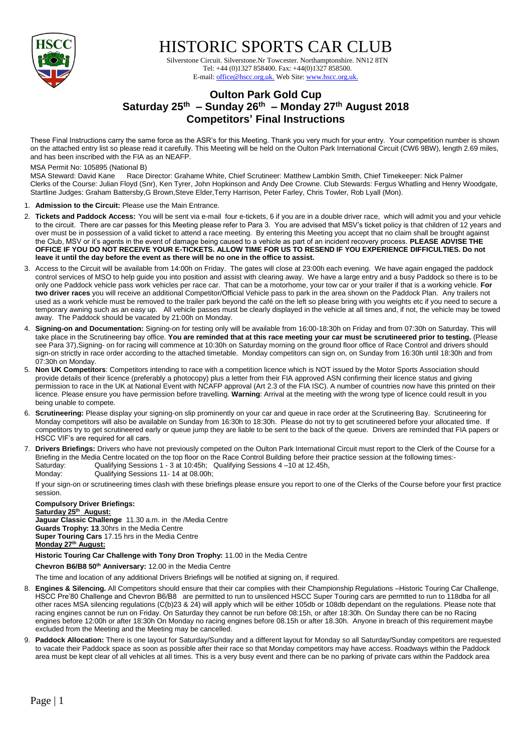# HISTORIC SPORTS CAR CLUB

Silverstone Circuit. Silverstone.Nr Towcester. Northamptonshire. NN12 8TN
Tel: +44 (0)1327 858400. Fax: +44(0)1327 858500.
E-mail: office@hscc.org.uk. Web Site: www.hscc.org.uk.

## Oulton Park Gold Cup
## Saturday 25th – Sunday 26th – Monday 27th August 2018
## Competitors' Final Instructions

These Final Instructions carry the same force as the ASR's for this Meeting. Thank you very much for your entry. Your competition number is shown on the attached entry list so please read it carefully. This Meeting will be held on the Oulton Park International Circuit (CW6 9BW), length 2.69 miles, and has been inscribed with the FIA as an NEAFP.

MSA Permit No: 105895 (National B)
MSA Steward: David Kane Race Director: Grahame White, Chief Scrutineer: Matthew Lambkin Smith, Chief Timekeeper: Nick Palmer
Clerks of the Course: Julian Floyd (Snr), Ken Tyrer, John Hopkinson and Andy Dee Crowne. Club Stewards: Fergus Whatling and Henry Woodgate, Startline Judges: Graham Battersby,G Brown,Steve Elder,Terry Harrison, Peter Farley, Chris Towler, Rob Lyall (Mon).

1. **Admission to the Circuit:** Please use the Main Entrance.
2. **Tickets and Paddock Access:** You will be sent via e-mail four e-tickets, 6 if you are in a double driver race, which will admit you and your vehicle to the circuit. There are car passes for this Meeting please refer to Para 3. You are advised that MSV's ticket policy is that children of 12 years and over must be in possession of a valid ticket to attend a race meeting. By entering this Meeting you accept that no claim shall be brought against the Club, MSV or it's agents in the event of damage being caused to a vehicle as part of an incident recovery process. **PLEASE ADVISE THE OFFICE IF YOU DO NOT RECEIVE YOUR E-TICKETS. ALLOW TIME FOR US TO RESEND IF YOU EXPERIENCE DIFFICULTIES. Do not leave it until the day before the event as there will be no one in the office to assist.**
3. Access to the Circuit will be available from 14:00h on Friday. The gates will close at 23:00h each evening. We have again engaged the paddock control services of MSO to help guide you into position and assist with clearing away. We have a large entry and a busy Paddock so there is to be only one Paddock vehicle pass work vehicles per race car. That can be a motorhome, your tow car or your trailer if that is a working vehicle. **For two driver races** you will receive an additional Competitor/Official Vehicle pass to park in the area shown on the Paddock Plan. Any trailers not used as a work vehicle must be removed to the trailer park beyond the café on the left so please bring with you weights etc if you need to secure a temporary awning such as an easy up. All vehicle passes must be clearly displayed in the vehicle at all times and, if not, the vehicle may be towed away. The Paddock should be vacated by 21:00h on Monday.
4. **Signing-on and Documentation:** Signing-on for testing only will be available from 16:00-18:30h on Friday and from 07:30h on Saturday. This will take place in the Scrutineering bay office. **You are reminded that at this race meeting your car must be scrutineered prior to testing.** (Please see Para 37),Signing- on for racing will commence at 10:30h on Saturday morning on the ground floor office of Race Control and drivers should sign-on strictly in race order according to the attached timetable. Monday competitors can sign on, on Sunday from 16:30h until 18:30h and from 07:30h on Monday.
5. **Non UK Competitors**: Competitors intending to race with a competition licence which is NOT issued by the Motor Sports Association should provide details of their licence (preferably a photocopy) plus a letter from their FIA approved ASN confirming their licence status and giving permission to race in the UK at National Event with NCAFP approval (Art 2.3 of the FIA ISC). A number of countries now have this printed on their licence. Please ensure you have permission before travelling. **Warning**: Arrival at the meeting with the wrong type of licence could result in you being unable to compete.
6. **Scrutineering:** Please display your signing-on slip prominently on your car and queue in race order at the Scrutineering Bay. Scrutineering for Monday competitors will also be available on Sunday from 16:30h to 18:30h. Please do not try to get scrutineered before your allocated time. If competitors try to get scrutineered early or queue jump they are liable to be sent to the back of the queue. Drivers are reminded that FIA papers or HSCC VIF's are required for all cars.
7. **Drivers Briefings:** Drivers who have not previously competed on the Oulton Park International Circuit must report to the Clerk of the Course for a Briefing in the Media Centre located on the top floor on the Race Control Building before their practice session at the following times:-
   Saturday: Qualifying Sessions 1 - 3 at 10:45h; Qualifying Sessions 4 –10 at 12.45h,
   Monday: Qualifying Sessions 11- 14 at 08.00h;

   If your sign-on or scrutineering times clash with these briefings please ensure you report to one of the Clerks of the Course before your first practice session.

   **Compulsory Driver Briefings:**
   **Saturday 25th August:**
   **Jaguar Classic Challenge** 11.30 a.m. in the /Media Centre
   **Guards Trophy: 13**.30hrs in the Media Centre
   **Super Touring Cars** 17.15 hrs in the Media Centre
   **Monday 27th August:**

   **Historic Touring Car Challenge with Tony Dron Trophy:** 11.00 in the Media Centre

   **Chevron B6/B8 50th Anniversary:** 12.00 in the Media Centre

   The time and location of any additional Drivers Briefings will be notified at signing on, if required.
8. **Engines & Silencing.** All Competitors should ensure that their car complies with their Championship Regulations –Historic Touring Car Challenge, HSCC Pre'80 Challenge and Chevron B6/B8 are permitted to run to unsilenced HSCC Super Touring cars are permtted to run to 118dba for all other races MSA silencing regulations (C(b)23 & 24) will apply which will be either 105db or 108db dependant on the regulations. Please note that racing engines cannot be run on Friday. On Saturday they cannot be run before 08:15h, or after 18:30h. On Sunday there can be no Racing engines before 12:00h or after 18:30h On Monday no racing engines before 08.15h or after 18.30h. Anyone in breach of this requirement maybe excluded from the Meeting and the Meeting may be cancelled.
9. **Paddock Allocation:** There is one layout for Saturday/Sunday and a different layout for Monday so all Saturday/Sunday competitors are requested to vacate their Paddock space as soon as possible after their race so that Monday competitors may have access. Roadways within the Paddock area must be kept clear of all vehicles at all times. This is a very busy event and there can be no parking of private cars within the Paddock area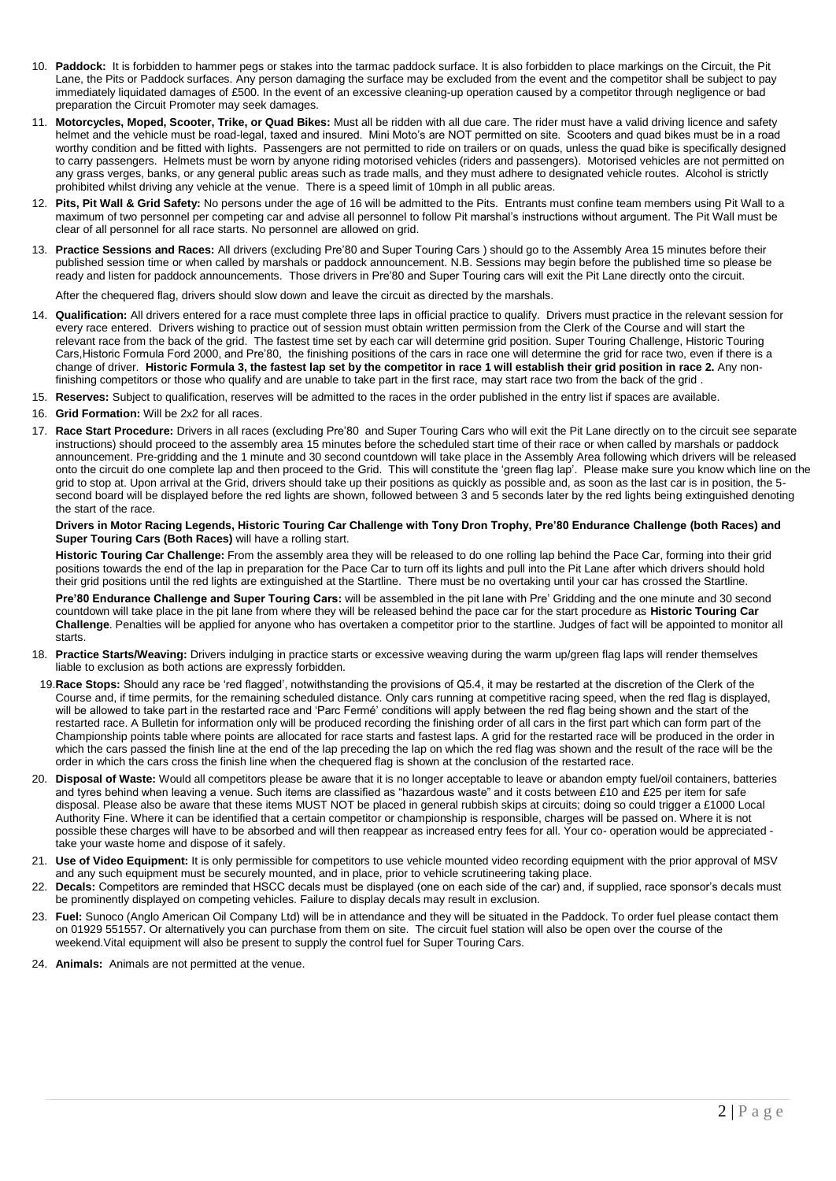10. **Paddock:** It is forbidden to hammer pegs or stakes into the tarmac paddock surface. It is also forbidden to place markings on the Circuit, the Pit Lane, the Pits or Paddock surfaces. Any person damaging the surface may be excluded from the event and the competitor shall be subject to pay immediately liquidated damages of £500. In the event of an excessive cleaning-up operation caused by a competitor through negligence or bad preparation the Circuit Promoter may seek damages.
11. **Motorcycles, Moped, Scooter, Trike, or Quad Bikes:** Must all be ridden with all due care. The rider must have a valid driving licence and safety helmet and the vehicle must be road-legal, taxed and insured. Mini Moto's are NOT permitted on site. Scooters and quad bikes must be in a road worthy condition and be fitted with lights. Passengers are not permitted to ride on trailers or on quads, unless the quad bike is specifically designed to carry passengers. Helmets must be worn by anyone riding motorised vehicles (riders and passengers). Motorised vehicles are not permitted on any grass verges, banks, or any general public areas such as trade malls, and they must adhere to designated vehicle routes. Alcohol is strictly prohibited whilst driving any vehicle at the venue. There is a speed limit of 10mph in all public areas.
12. **Pits, Pit Wall & Grid Safety:** No persons under the age of 16 will be admitted to the Pits. Entrants must confine team members using Pit Wall to a maximum of two personnel per competing car and advise all personnel to follow Pit marshal's instructions without argument. The Pit Wall must be clear of all personnel for all race starts. No personnel are allowed on grid.
13. **Practice Sessions and Races:** All drivers (excluding Pre'80 and Super Touring Cars ) should go to the Assembly Area 15 minutes before their published session time or when called by marshals or paddock announcement. N.B. Sessions may begin before the published time so please be ready and listen for paddock announcements. Those drivers in Pre'80 and Super Touring cars will exit the Pit Lane directly onto the circuit.

    After the chequered flag, drivers should slow down and leave the circuit as directed by the marshals.
14. **Qualification:** All drivers entered for a race must complete three laps in official practice to qualify. Drivers must practice in the relevant session for every race entered. Drivers wishing to practice out of session must obtain written permission from the Clerk of the Course and will start the relevant race from the back of the grid. The fastest time set by each car will determine grid position. Super Touring Challenge, Historic Touring Cars,Historic Formula Ford 2000, and Pre'80, the finishing positions of the cars in race one will determine the grid for race two, even if there is a change of driver. **Historic Formula 3, the fastest lap set by the competitor in race 1 will establish their grid position in race 2.** Any non-finishing competitors or those who qualify and are unable to take part in the first race, may start race two from the back of the grid .
15. **Reserves:** Subject to qualification, reserves will be admitted to the races in the order published in the entry list if spaces are available.
16. **Grid Formation:** Will be 2x2 for all races.
17. **Race Start Procedure:** Drivers in all races (excluding Pre'80 and Super Touring Cars who will exit the Pit Lane directly on to the circuit see separate instructions) should proceed to the assembly area 15 minutes before the scheduled start time of their race or when called by marshals or paddock announcement. Pre-gridding and the 1 minute and 30 second countdown will take place in the Assembly Area following which drivers will be released onto the circuit do one complete lap and then proceed to the Grid. This will constitute the 'green flag lap'. Please make sure you know which line on the grid to stop at. Upon arrival at the Grid, drivers should take up their positions as quickly as possible and, as soon as the last car is in position, the 5-second board will be displayed before the red lights are shown, followed between 3 and 5 seconds later by the red lights being extinguished denoting the start of the race.

    **Drivers in Motor Racing Legends, Historic Touring Car Challenge with Tony Dron Trophy, Pre'80 Endurance Challenge (both Races) and Super Touring Cars (Both Races)** will have a rolling start.

    **Historic Touring Car Challenge:** From the assembly area they will be released to do one rolling lap behind the Pace Car, forming into their grid positions towards the end of the lap in preparation for the Pace Car to turn off its lights and pull into the Pit Lane after which drivers should hold their grid positions until the red lights are extinguished at the Startline. There must be no overtaking until your car has crossed the Startline.

    **Pre'80 Endurance Challenge and Super Touring Cars:** will be assembled in the pit lane with Pre' Gridding and the one minute and 30 second countdown will take place in the pit lane from where they will be released behind the pace car for the start procedure as **Historic Touring Car Challenge**. Penalties will be applied for anyone who has overtaken a competitor prior to the startline. Judges of fact will be appointed to monitor all starts.
18. **Practice Starts/Weaving:** Drivers indulging in practice starts or excessive weaving during the warm up/green flag laps will render themselves liable to exclusion as both actions are expressly forbidden.
19. **Race Stops:** Should any race be 'red flagged', notwithstanding the provisions of Q5.4, it may be restarted at the discretion of the Clerk of the Course and, if time permits, for the remaining scheduled distance. Only cars running at competitive racing speed, when the red flag is displayed, will be allowed to take part in the restarted race and 'Parc Fermé' conditions will apply between the red flag being shown and the start of the restarted race. A Bulletin for information only will be produced recording the finishing order of all cars in the first part which can form part of the Championship points table where points are allocated for race starts and fastest laps. A grid for the restarted race will be produced in the order in which the cars passed the finish line at the end of the lap preceding the lap on which the red flag was shown and the result of the race will be the order in which the cars cross the finish line when the chequered flag is shown at the conclusion of the restarted race.
20. **Disposal of Waste:** Would all competitors please be aware that it is no longer acceptable to leave or abandon empty fuel/oil containers, batteries and tyres behind when leaving a venue. Such items are classified as "hazardous waste" and it costs between £10 and £25 per item for safe disposal. Please also be aware that these items MUST NOT be placed in general rubbish skips at circuits; doing so could trigger a £1000 Local Authority Fine. Where it can be identified that a certain competitor or championship is responsible, charges will be passed on. Where it is not possible these charges will have to be absorbed and will then reappear as increased entry fees for all. Your co- operation would be appreciated - take your waste home and dispose of it safely.
21. **Use of Video Equipment:** It is only permissible for competitors to use vehicle mounted video recording equipment with the prior approval of MSV and any such equipment must be securely mounted, and in place, prior to vehicle scrutineering taking place.
22. **Decals:** Competitors are reminded that HSCC decals must be displayed (one on each side of the car) and, if supplied, race sponsor's decals must be prominently displayed on competing vehicles. Failure to display decals may result in exclusion.
23. **Fuel:** Sunoco (Anglo American Oil Company Ltd) will be in attendance and they will be situated in the Paddock. To order fuel please contact them on 01929 551557. Or alternatively you can purchase from them on site. The circuit fuel station will also be open over the course of the weekend.Vital equipment will also be present to supply the control fuel for Super Touring Cars.
24. **Animals:** Animals are not permitted at the venue.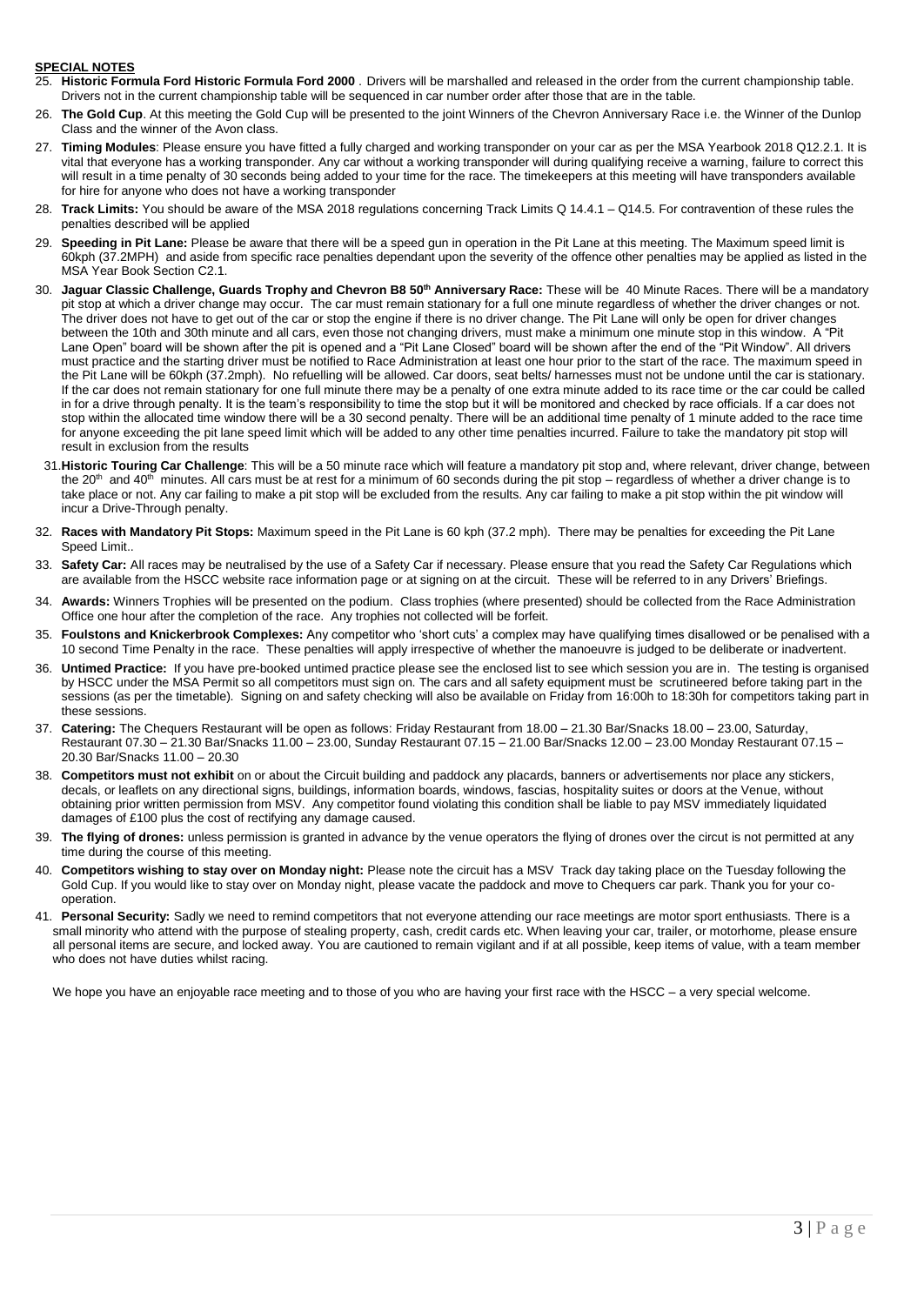**SPECIAL NOTES**

25. **Historic Formula Ford Historic Formula Ford 2000** . Drivers will be marshalled and released in the order from the current championship table. Drivers not in the current championship table will be sequenced in car number order after those that are in the table.
26. **The Gold Cup**. At this meeting the Gold Cup will be presented to the joint Winners of the Chevron Anniversary Race i.e. the Winner of the Dunlop Class and the winner of the Avon class.
27. **Timing Modules**: Please ensure you have fitted a fully charged and working transponder on your car as per the MSA Yearbook 2018 Q12.2.1. It is vital that everyone has a working transponder. Any car without a working transponder will during qualifying receive a warning, failure to correct this will result in a time penalty of 30 seconds being added to your time for the race. The timekeepers at this meeting will have transponders available for hire for anyone who does not have a working transponder
28. **Track Limits:** You should be aware of the MSA 2018 regulations concerning Track Limits Q 14.4.1 – Q14.5. For contravention of these rules the penalties described will be applied
29. **Speeding in Pit Lane:** Please be aware that there will be a speed gun in operation in the Pit Lane at this meeting. The Maximum speed limit is 60kph (37.2MPH) and aside from specific race penalties dependant upon the severity of the offence other penalties may be applied as listed in the MSA Year Book Section C2.1.
30. **Jaguar Classic Challenge, Guards Trophy and Chevron B8 50th Anniversary Race:** These will be 40 Minute Races. There will be a mandatory pit stop at which a driver change may occur. The car must remain stationary for a full one minute regardless of whether the driver changes or not. The driver does not have to get out of the car or stop the engine if there is no driver change. The Pit Lane will only be open for driver changes between the 10th and 30th minute and all cars, even those not changing drivers, must make a minimum one minute stop in this window. A "Pit Lane Open" board will be shown after the pit is opened and a "Pit Lane Closed" board will be shown after the end of the "Pit Window". All drivers must practice and the starting driver must be notified to Race Administration at least one hour prior to the start of the race. The maximum speed in the Pit Lane will be 60kph (37.2mph). No refuelling will be allowed. Car doors, seat belts/ harnesses must not be undone until the car is stationary. If the car does not remain stationary for one full minute there may be a penalty of one extra minute added to its race time or the car could be called in for a drive through penalty. It is the team's responsibility to time the stop but it will be monitored and checked by race officials. If a car does not stop within the allocated time window there will be a 30 second penalty. There will be an additional time penalty of 1 minute added to the race time for anyone exceeding the pit lane speed limit which will be added to any other time penalties incurred. Failure to take the mandatory pit stop will result in exclusion from the results
31. **Historic Touring Car Challenge**: This will be a 50 minute race which will feature a mandatory pit stop and, where relevant, driver change, between the 20th and 40th minutes. All cars must be at rest for a minimum of 60 seconds during the pit stop – regardless of whether a driver change is to take place or not. Any car failing to make a pit stop will be excluded from the results. Any car failing to make a pit stop within the pit window will incur a Drive-Through penalty.
32. **Races with Mandatory Pit Stops:** Maximum speed in the Pit Lane is 60 kph (37.2 mph). There may be penalties for exceeding the Pit Lane Speed Limit..
33. **Safety Car:** All races may be neutralised by the use of a Safety Car if necessary. Please ensure that you read the Safety Car Regulations which are available from the HSCC website race information page or at signing on at the circuit. These will be referred to in any Drivers' Briefings.
34. **Awards:** Winners Trophies will be presented on the podium. Class trophies (where presented) should be collected from the Race Administration Office one hour after the completion of the race. Any trophies not collected will be forfeit.
35. **Foulstons and Knickerbrook Complexes:** Any competitor who 'short cuts' a complex may have qualifying times disallowed or be penalised with a 10 second Time Penalty in the race. These penalties will apply irrespective of whether the manoeuvre is judged to be deliberate or inadvertent.
36. **Untimed Practice:** If you have pre-booked untimed practice please see the enclosed list to see which session you are in. The testing is organised by HSCC under the MSA Permit so all competitors must sign on. The cars and all safety equipment must be scrutineered before taking part in the sessions (as per the timetable). Signing on and safety checking will also be available on Friday from 16:00h to 18:30h for competitors taking part in these sessions.
37. **Catering:** The Chequers Restaurant will be open as follows: Friday Restaurant from 18.00 – 21.30 Bar/Snacks 18.00 – 23.00, Saturday, Restaurant 07.30 – 21.30 Bar/Snacks 11.00 – 23.00, Sunday Restaurant 07.15 – 21.00 Bar/Snacks 12.00 – 23.00 Monday Restaurant 07.15 – 20.30 Bar/Snacks 11.00 – 20.30
38. **Competitors must not exhibit** on or about the Circuit building and paddock any placards, banners or advertisements nor place any stickers, decals, or leaflets on any directional signs, buildings, information boards, windows, fascias, hospitality suites or doors at the Venue, without obtaining prior written permission from MSV. Any competitor found violating this condition shall be liable to pay MSV immediately liquidated damages of £100 plus the cost of rectifying any damage caused.
39. **The flying of drones:** unless permission is granted in advance by the venue operators the flying of drones over the circut is not permitted at any time during the course of this meeting.
40. **Competitors wishing to stay over on Monday night:** Please note the circuit has a MSV Track day taking place on the Tuesday following the Gold Cup. If you would like to stay over on Monday night, please vacate the paddock and move to Chequers car park. Thank you for your co-operation.
41. **Personal Security:** Sadly we need to remind competitors that not everyone attending our race meetings are motor sport enthusiasts. There is a small minority who attend with the purpose of stealing property, cash, credit cards etc. When leaving your car, trailer, or motorhome, please ensure all personal items are secure, and locked away. You are cautioned to remain vigilant and if at all possible, keep items of value, with a team member who does not have duties whilst racing.

We hope you have an enjoyable race meeting and to those of you who are having your first race with the HSCC – a very special welcome.